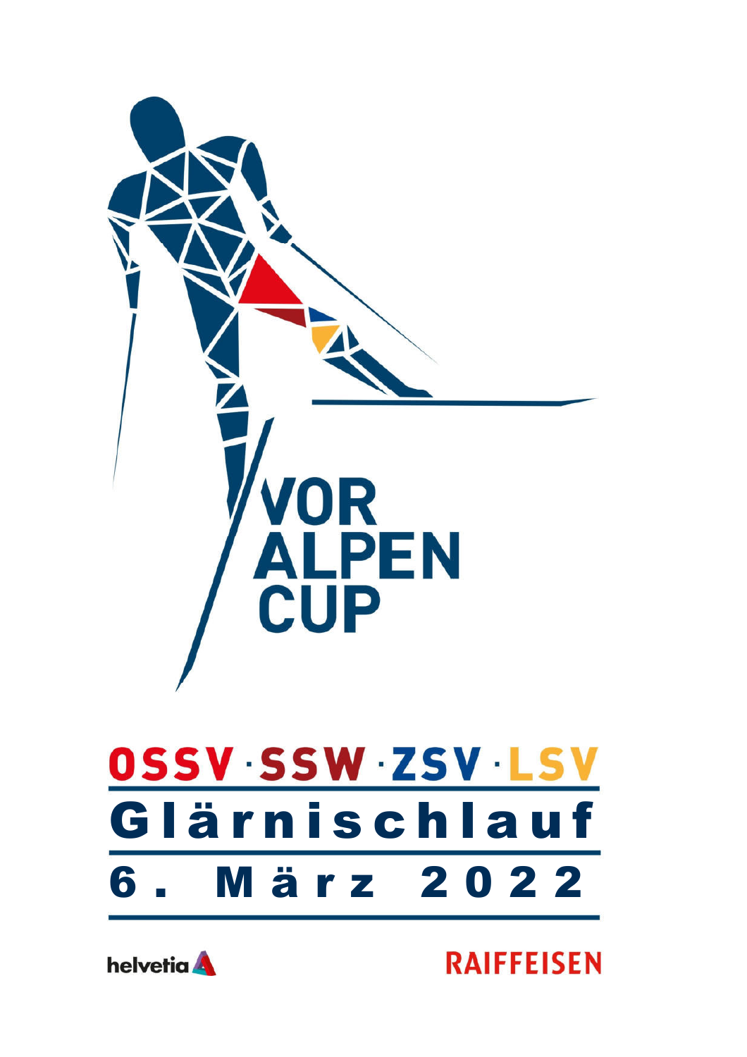# VOR ALPEN CUP

## OSSV · SSW · ZSV · LSV

# Glärnischlauf

## 6. März 2022

helvetia

RAIFFEISEN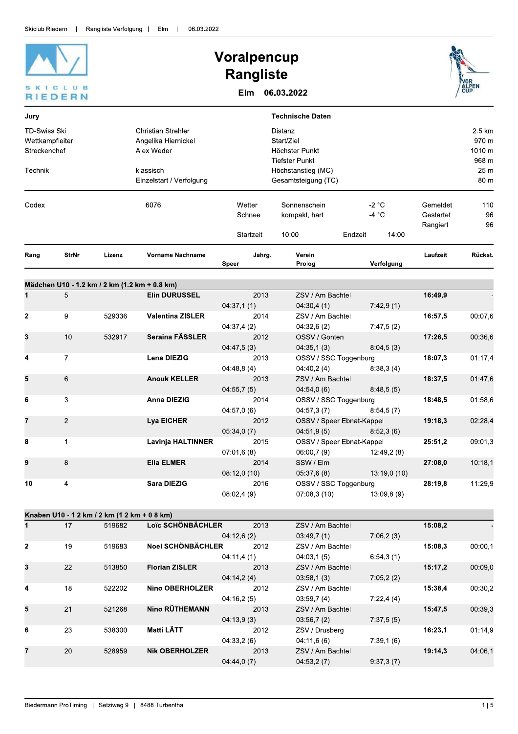# Voralpencup Rangliste

**Elm 06.03.2022**

| Jury | | Technische Daten | |
|---|---|---|---|
| TD-Swiss Ski | Christian Strehler | Distanz | 2.5 km |
| Wettkampfleiter | Angelika Hiernickel | Start/Ziel | 970 m |
| Streckenchef | Alex Weder | Höchster Punkt | 1010 m |
| | | Tiefster Punkt | 968 m |
| Technik | klassisch | Höchstanstieg (MC) | 25 m |
| | Einzelstart / Verfolgung | Gesamtsteigung (TC) | 80 m |

| Codex | 6076 | Wetter | Sonnenschein | -2 °C | Gemeldet | 110 |
|---|---|---|---|---|---|---|
| | | Schnee | kompakt, hart | -4 °C | Gestartet | 96 |
| | | | | | Rangiert | 96 |
| | | Startzeit | 10:00 | Endzeit 14:00 | | |

| Rang | StrNr | Lizenz | Vorname Nachname | Jahrg. | Speer | Verein | Prolog | Verfolgung | Laufzeit | Rückst. |
|---|---|---|---|---|---|---|---|---|---|---|
| **Mädchen U10 - 1.2 km / 2 km (1.2 km + 0.8 km)** | | | | | | | | | | |
| **1** | 5 | | **Elin DURUSSEL** | 2013 | 04:37,1 (1) | ZSV / Am Bachtel | 04:30,4 (1) | 7:42,9 (1) | **16:49,9** | - |
| **2** | 9 | 529336 | **Valentina ZISLER** | 2014 | 04:37,4 (2) | ZSV / Am Bachtel | 04:32,6 (2) | 7:47,5 (2) | **16:57,5** | 00:07,6 |
| **3** | 10 | 532917 | **Seraina FÄSSLER** | 2012 | 04:47,5 (3) | OSSV / Gonten | 04:35,1 (3) | 8:04,5 (3) | **17:26,5** | 00:36,6 |
| **4** | 7 | | **Lena DIEZIG** | 2013 | 04:48,8 (4) | OSSV / SSC Toggenburg | 04:40,2 (4) | 8:38,3 (4) | **18:07,3** | 01:17,4 |
| **5** | 6 | | **Anouk KELLER** | 2013 | 04:55,7 (5) | ZSV / Am Bachtel | 04:54,0 (6) | 8:48,5 (5) | **18:37,5** | 01:47,6 |
| **6** | 3 | | **Anna DIEZIG** | 2014 | 04:57,0 (6) | OSSV / SSC Toggenburg | 04:57,3 (7) | 8:54,5 (7) | **18:48,5** | 01:58,6 |
| **7** | 2 | | **Lya EICHER** | 2012 | 05:34,0 (7) | OSSV / Speer Ebnat-Kappel | 04:51,9 (5) | 8:52,3 (6) | **19:18,3** | 02:28,4 |
| **8** | 1 | | **Lavinja HALTINNER** | 2015 | 07:01,6 (8) | OSSV / Speer Ebnat-Kappel | 06:00,7 (9) | 12:49,2 (8) | **25:51,2** | 09:01,3 |
| **9** | 8 | | **Ella ELMER** | 2014 | 08:12,0 (10) | SSW / Elm | 05:37,6 (8) | 13:19,0 (10) | **27:08,0** | 10:18,1 |
| **10** | 4 | | **Sara DIEZIG** | 2016 | 08:02,4 (9) | OSSV / SSC Toggenburg | 07:08,3 (10) | 13:09,8 (9) | **28:19,8** | 11:29,9 |
| **Knaben U10 - 1.2 km / 2 km (1.2 km + 0.8 km)** | | | | | | | | | | |
| **1** | 17 | 519682 | **Loïc SCHÖNBÄCHLER** | 2013 | 04:12,6 (2) | ZSV / Am Bachtel | 03:49,7 (1) | 7:06,2 (3) | **15:08,2** | - |
| **2** | 19 | 519683 | **Noel SCHÖNBÄCHLER** | 2012 | 04:11,4 (1) | ZSV / Am Bachtel | 04:03,1 (5) | 6:54,3 (1) | **15:08,3** | 00:00,1 |
| **3** | 22 | 513850 | **Florian ZISLER** | 2013 | 04:14,2 (4) | ZSV / Am Bachtel | 03:58,1 (3) | 7:05,2 (2) | **15:17,2** | 00:09,0 |
| **4** | 18 | 522202 | **Nino OBERHOLZER** | 2012 | 04:16,2 (5) | ZSV / Am Bachtel | 03:59,7 (4) | 7:22,4 (4) | **15:38,4** | 00:30,2 |
| **5** | 21 | 521268 | **Nino RÜTHEMANN** | 2013 | 04:13,9 (3) | ZSV / Am Bachtel | 03:56,7 (2) | 7:37,5 (5) | **15:47,5** | 00:39,3 |
| **6** | 23 | 538300 | **Matti LÄTT** | 2012 | 04:33,2 (6) | ZSV / Drusberg | 04:11,6 (6) | 7:39,1 (6) | **16:23,1** | 01:14,9 |
| **7** | 20 | 528959 | **Nik OBERHOLZER** | 2013 | 04:44,0 (7) | ZSV / Am Bachtel | 04:53,2 (7) | 9:37,3 (7) | **19:14,3** | 04:06,1 |

Biedermann ProTiming | Setziweg 9 | 8488 Turbenthal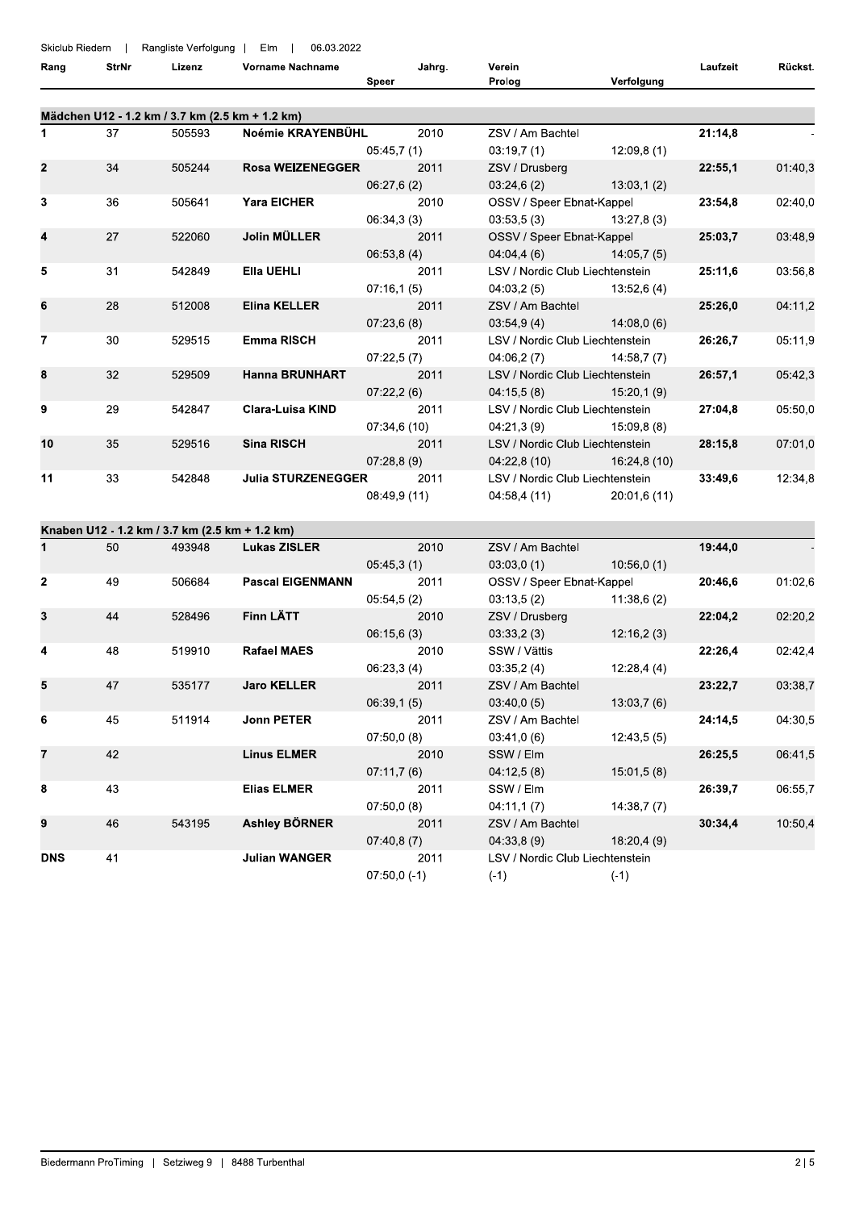Skiclub Riedern | Rangliste Verfolgung | Elm | 06.03.2022

## Mädchen U12 - 1.2 km / 3.7 km (2.5 km + 1.2 km)

| Rang | StrNr | Lizenz | Vorname Nachname | Jahrg. | Verein | | Laufzeit | Rückst. |
|---|---|---|---|---|---|---|---|---|
| | | | | Speer | Prolog | Verfolgung | | |
| 1 | 37 | 505593 | **Noémie KRAYENBÜHL** | 2010 | ZSV / Am Bachtel | | **21:14,8** | - |
| | | | | 05:45,7 (1) | 03:19,7 (1) | 12:09,8 (1) | | |
| 2 | 34 | 505244 | **Rosa WEIZENEGGER** | 2011 | ZSV / Drusberg | | **22:55,1** | 01:40,3 |
| | | | | 06:27,6 (2) | 03:24,6 (2) | 13:03,1 (2) | | |
| 3 | 36 | 505641 | **Yara EICHER** | 2010 | OSSV / Speer Ebnat-Kappel | | **23:54,8** | 02:40,0 |
| | | | | 06:34,3 (3) | 03:53,5 (3) | 13:27,8 (3) | | |
| 4 | 27 | 522060 | **Jolin MÜLLER** | 2011 | OSSV / Speer Ebnat-Kappel | | **25:03,7** | 03:48,9 |
| | | | | 06:53,8 (4) | 04:04,4 (6) | 14:05,7 (5) | | |
| 5 | 31 | 542849 | **Ella UEHLI** | 2011 | LSV / Nordic Club Liechtenstein | | **25:11,6** | 03:56,8 |
| | | | | 07:16,1 (5) | 04:03,2 (5) | 13:52,6 (4) | | |
| 6 | 28 | 512008 | **Elina KELLER** | 2011 | ZSV / Am Bachtel | | **25:26,0** | 04:11,2 |
| | | | | 07:23,6 (8) | 03:54,9 (4) | 14:08,0 (6) | | |
| 7 | 30 | 529515 | **Emma RISCH** | 2011 | LSV / Nordic Club Liechtenstein | | **26:26,7** | 05:11,9 |
| | | | | 07:22,5 (7) | 04:06,2 (7) | 14:58,7 (7) | | |
| 8 | 32 | 529509 | **Hanna BRUNHART** | 2011 | LSV / Nordic Club Liechtenstein | | **26:57,1** | 05:42,3 |
| | | | | 07:22,2 (6) | 04:15,5 (8) | 15:20,1 (9) | | |
| 9 | 29 | 542847 | **Clara-Luisa KIND** | 2011 | LSV / Nordic Club Liechtenstein | | **27:04,8** | 05:50,0 |
| | | | | 07:34,6 (10) | 04:21,3 (9) | 15:09,8 (8) | | |
| 10 | 35 | 529516 | **Sina RISCH** | 2011 | LSV / Nordic Club Liechtenstein | | **28:15,8** | 07:01,0 |
| | | | | 07:28,8 (9) | 04:22,8 (10) | 16:24,8 (10) | | |
| 11 | 33 | 542848 | **Julia STURZENEGGER** | 2011 | LSV / Nordic Club Liechtenstein | | **33:49,6** | 12:34,8 |
| | | | | 08:49,9 (11) | 04:58,4 (11) | 20:01,6 (11) | | |

## Knaben U12 - 1.2 km / 3.7 km (2.5 km + 1.2 km)

| Rang | StrNr | Lizenz | Vorname Nachname | Jahrg. | Verein | | Laufzeit | Rückst. |
|---|---|---|---|---|---|---|---|---|
| | | | | Speer | Prolog | Verfolgung | | |
| 1 | 50 | 493948 | **Lukas ZISLER** | 2010 | ZSV / Am Bachtel | | **19:44,0** | - |
| | | | | 05:45,3 (1) | 03:03,0 (1) | 10:56,0 (1) | | |
| 2 | 49 | 506684 | **Pascal EIGENMANN** | 2011 | OSSV / Speer Ebnat-Kappel | | **20:46,6** | 01:02,6 |
| | | | | 05:54,5 (2) | 03:13,5 (2) | 11:38,6 (2) | | |
| 3 | 44 | 528496 | **Finn LÄTT** | 2010 | ZSV / Drusberg | | **22:04,2** | 02:20,2 |
| | | | | 06:15,6 (3) | 03:33,2 (3) | 12:16,2 (3) | | |
| 4 | 48 | 519910 | **Rafael MAES** | 2010 | SSW / Vättis | | **22:26,4** | 02:42,4 |
| | | | | 06:23,3 (4) | 03:35,2 (4) | 12:28,4 (4) | | |
| 5 | 47 | 535177 | **Jaro KELLER** | 2011 | ZSV / Am Bachtel | | **23:22,7** | 03:38,7 |
| | | | | 06:39,1 (5) | 03:40,0 (5) | 13:03,7 (6) | | |
| 6 | 45 | 511914 | **Jonn PETER** | 2011 | ZSV / Am Bachtel | | **24:14,5** | 04:30,5 |
| | | | | 07:50,0 (8) | 03:41,0 (6) | 12:43,5 (5) | | |
| 7 | 42 | | **Linus ELMER** | 2010 | SSW / Elm | | **26:25,5** | 06:41,5 |
| | | | | 07:11,7 (6) | 04:12,5 (8) | 15:01,5 (8) | | |
| 8 | 43 | | **Elias ELMER** | 2011 | SSW / Elm | | **26:39,7** | 06:55,7 |
| | | | | 07:50,0 (8) | 04:11,1 (7) | 14:38,7 (7) | | |
| 9 | 46 | 543195 | **Ashley BÖRNER** | 2011 | ZSV / Am Bachtel | | **30:34,4** | 10:50,4 |
| | | | | 07:40,8 (7) | 04:33,8 (9) | 18:20,4 (9) | | |
| DNS | 41 | | **Julian WANGER** | 2011 | LSV / Nordic Club Liechtenstein | | | |
| | | | | 07:50,0 (-1) | (-1) | (-1) | | |

Biedermann ProTiming | Setziweg 9 | 8488 Turbenthal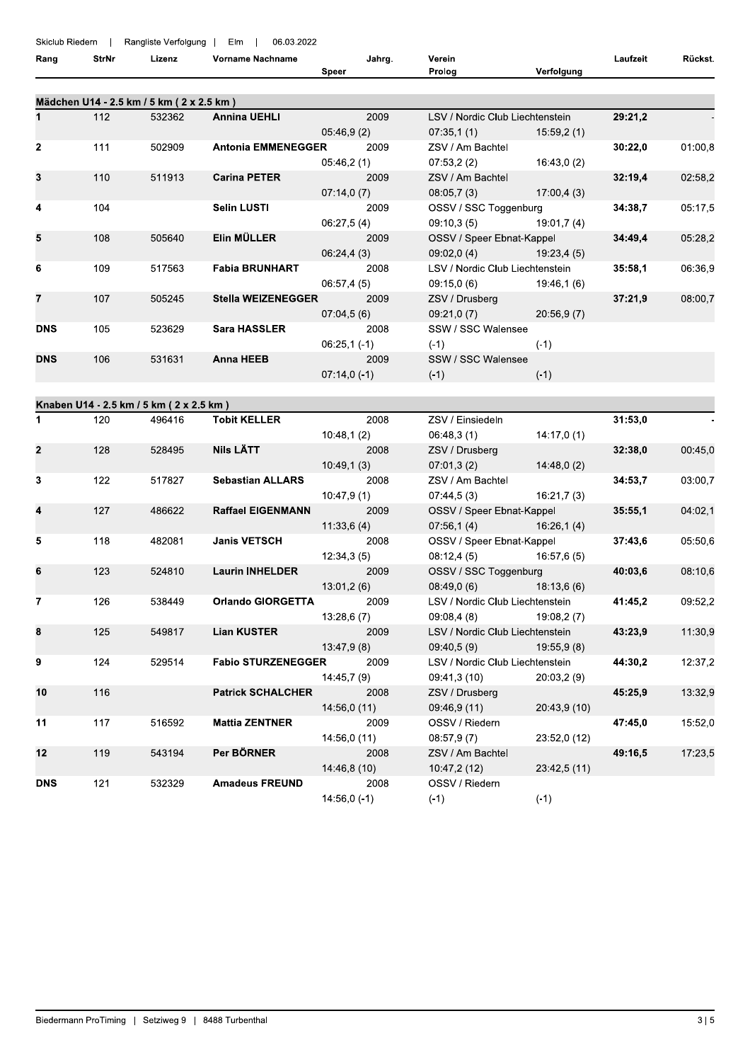Skiclub Riedern | Rangliste Verfolgung | Elm | 06.03.2022

| Rang | StrNr | Lizenz | Vorname Nachname | Jahrg. / Speer | Verein / Prolog | Verfolgung | Laufzeit | Rückst. |
|---|---|---|---|---|---|---|---|---|
| **Mädchen U14 - 2.5 km / 5 km ( 2 x 2.5 km )** | | | | | | | | |
| 1 | 112 | 532362 | **Annina UEHLI** | 2009 | LSV / Nordic Club Liechtenstein | | **29:21,2** | - |
| | | | | 05:46,9 (2) | 07:35,1 (1) | 15:59,2 (1) | | |
| 2 | 111 | 502909 | **Antonia EMMENEGGER** | 2009 | ZSV / Am Bachtel | | **30:22,0** | 01:00,8 |
| | | | | 05:46,2 (1) | 07:53,2 (2) | 16:43,0 (2) | | |
| 3 | 110 | 511913 | **Carina PETER** | 2009 | ZSV / Am Bachtel | | **32:19,4** | 02:58,2 |
| | | | | 07:14,0 (7) | 08:05,7 (3) | 17:00,4 (3) | | |
| 4 | 104 | | **Selin LUSTI** | 2009 | OSSV / SSC Toggenburg | | **34:38,7** | 05:17,5 |
| | | | | 06:27,5 (4) | 09:10,3 (5) | 19:01,7 (4) | | |
| 5 | 108 | 505640 | **Elin MÜLLER** | 2009 | OSSV / Speer Ebnat-Kappel | | **34:49,4** | 05:28,2 |
| | | | | 06:24,4 (3) | 09:02,0 (4) | 19:23,4 (5) | | |
| 6 | 109 | 517563 | **Fabia BRUNHART** | 2008 | LSV / Nordic Club Liechtenstein | | **35:58,1** | 06:36,9 |
| | | | | 06:57,4 (5) | 09:15,0 (6) | 19:46,1 (6) | | |
| 7 | 107 | 505245 | **Stella WEIZENEGGER** | 2009 | ZSV / Drusberg | | **37:21,9** | 08:00,7 |
| | | | | 07:04,5 (6) | 09:21,0 (7) | 20:56,9 (7) | | |
| DNS | 105 | 523629 | **Sara HASSLER** | 2008 | SSW / SSC Walensee | | | |
| | | | | 06:25,1 (-1) | (-1) | (-1) | | |
| DNS | 106 | 531631 | **Anna HEEB** | 2009 | SSW / SSC Walensee | | | |
| | | | | 07:14,0 (-1) | (-1) | (-1) | | |
| **Knaben U14 - 2.5 km / 5 km ( 2 x 2.5 km )** | | | | | | | | |
| 1 | 120 | 496416 | **Tobit KELLER** | 2008 | ZSV / Einsiedeln | | **31:53,0** | - |
| | | | | 10:48,1 (2) | 06:48,3 (1) | 14:17,0 (1) | | |
| 2 | 128 | 528495 | **Nils LÄTT** | 2008 | ZSV / Drusberg | | **32:38,0** | 00:45,0 |
| | | | | 10:49,1 (3) | 07:01,3 (2) | 14:48,0 (2) | | |
| 3 | 122 | 517827 | **Sebastian ALLARS** | 2008 | ZSV / Am Bachtel | | **34:53,7** | 03:00,7 |
| | | | | 10:47,9 (1) | 07:44,5 (3) | 16:21,7 (3) | | |
| 4 | 127 | 486622 | **Raffael EIGENMANN** | 2009 | OSSV / Speer Ebnat-Kappel | | **35:55,1** | 04:02,1 |
| | | | | 11:33,6 (4) | 07:56,1 (4) | 16:26,1 (4) | | |
| 5 | 118 | 482081 | **Janis VETSCH** | 2008 | OSSV / Speer Ebnat-Kappel | | **37:43,6** | 05:50,6 |
| | | | | 12:34,3 (5) | 08:12,4 (5) | 16:57,6 (5) | | |
| 6 | 123 | 524810 | **Laurin INHELDER** | 2009 | OSSV / SSC Toggenburg | | **40:03,6** | 08:10,6 |
| | | | | 13:01,2 (6) | 08:49,0 (6) | 18:13,6 (6) | | |
| 7 | 126 | 538449 | **Orlando GIORGETTA** | 2009 | LSV / Nordic Club Liechtenstein | | **41:45,2** | 09:52,2 |
| | | | | 13:28,6 (7) | 09:08,4 (8) | 19:08,2 (7) | | |
| 8 | 125 | 549817 | **Lian KUSTER** | 2009 | LSV / Nordic Club Liechtenstein | | **43:23,9** | 11:30,9 |
| | | | | 13:47,9 (8) | 09:40,5 (9) | 19:55,9 (8) | | |
| 9 | 124 | 529514 | **Fabio STURZENEGGER** | 2009 | LSV / Nordic Club Liechtenstein | | **44:30,2** | 12:37,2 |
| | | | | 14:45,7 (9) | 09:41,3 (10) | 20:03,2 (9) | | |
| 10 | 116 | | **Patrick SCHALCHER** | 2008 | ZSV / Drusberg | | **45:25,9** | 13:32,9 |
| | | | | 14:56,0 (11) | 09:46,9 (11) | 20:43,9 (10) | | |
| 11 | 117 | 516592 | **Mattia ZENTNER** | 2009 | OSSV / Riedern | | **47:45,0** | 15:52,0 |
| | | | | 14:56,0 (11) | 08:57,9 (7) | 23:52,0 (12) | | |
| 12 | 119 | 543194 | **Per BÖRNER** | 2008 | ZSV / Am Bachtel | | **49:16,5** | 17:23,5 |
| | | | | 14:46,8 (10) | 10:47,2 (12) | 23:42,5 (11) | | |
| DNS | 121 | 532329 | **Amadeus FREUND** | 2008 | OSSV / Riedern | | | |
| | | | | 14:56,0 (-1) | (-1) | (-1) | | |

Biedermann ProTiming | Setziweg 9 | 8488 Turbenthal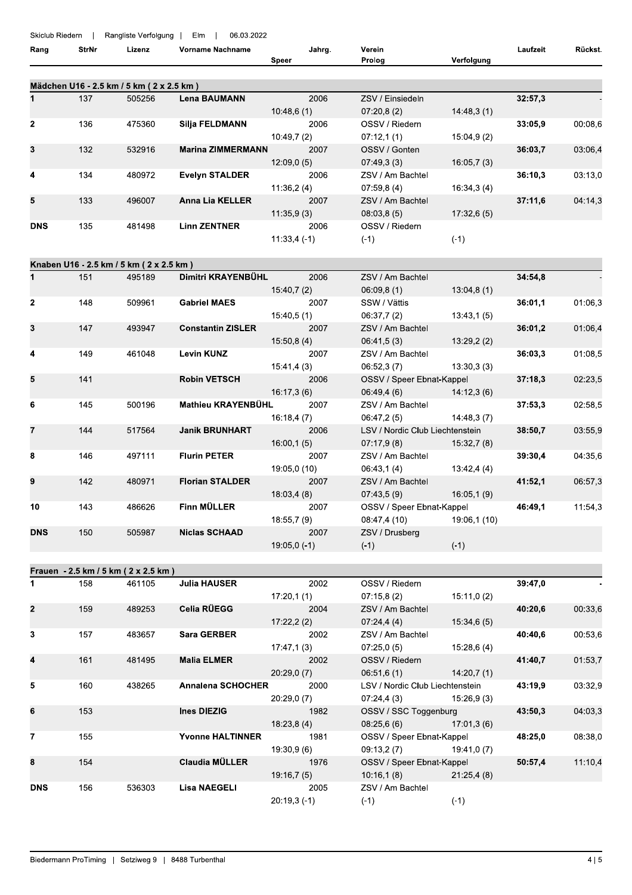Skiclub Riedern | Rangliste Verfolgung | Elm | 06.03.2022

## Mädchen U16 - 2.5 km / 5 km ( 2 x 2.5 km )

| Rang | StrNr | Lizenz | Vorname Nachname | Jahrg. | Speer | Verein | Prolog | Verfolgung | Laufzeit | Rückst. |
|---|---|---|---|---|---|---|---|---|---|---|
| 1 | 137 | 505256 | **Lena BAUMANN** | 2006 | 10:48,6 (1) | ZSV / Einsiedeln | 07:20,8 (2) | 14:48,3 (1) | **32:57,3** | - |
| 2 | 136 | 475360 | **Silja FELDMANN** | 2006 | 10:49,7 (2) | OSSV / Riedern | 07:12,1 (1) | 15:04,9 (2) | **33:05,9** | 00:08,6 |
| 3 | 132 | 532916 | **Marina ZIMMERMANN** | 2007 | 12:09,0 (5) | OSSV / Gonten | 07:49,3 (3) | 16:05,7 (3) | **36:03,7** | 03:06,4 |
| 4 | 134 | 480972 | **Evelyn STALDER** | 2006 | 11:36,2 (4) | ZSV / Am Bachtel | 07:59,8 (4) | 16:34,3 (4) | **36:10,3** | 03:13,0 |
| 5 | 133 | 496007 | **Anna Lia KELLER** | 2007 | 11:35,9 (3) | ZSV / Am Bachtel | 08:03,8 (5) | 17:32,6 (5) | **37:11,6** | 04:14,3 |
| DNS | 135 | 481498 | **Linn ZENTNER** | 2006 | 11:33,4 (-1) | OSSV / Riedern | (-1) | (-1) | | |

## Knaben U16 - 2.5 km / 5 km ( 2 x 2.5 km )

| Rang | StrNr | Lizenz | Vorname Nachname | Jahrg. | Speer | Verein | Prolog | Verfolgung | Laufzeit | Rückst. |
|---|---|---|---|---|---|---|---|---|---|---|
| 1 | 151 | 495189 | **Dimitri KRAYENBÜHL** | 2006 | 15:40,7 (2) | ZSV / Am Bachtel | 06:09,8 (1) | 13:04,8 (1) | **34:54,8** | - |
| 2 | 148 | 509961 | **Gabriel MAES** | 2007 | 15:40,5 (1) | SSW / Vättis | 06:37,7 (2) | 13:43,1 (5) | **36:01,1** | 01:06,3 |
| 3 | 147 | 493947 | **Constantin ZISLER** | 2007 | 15:50,8 (4) | ZSV / Am Bachtel | 06:41,5 (3) | 13:29,2 (2) | **36:01,2** | 01:06,4 |
| 4 | 149 | 461048 | **Levin KUNZ** | 2007 | 15:41,4 (3) | ZSV / Am Bachtel | 06:52,3 (7) | 13:30,3 (3) | **36:03,3** | 01:08,5 |
| 5 | 141 | | **Robin VETSCH** | 2006 | 16:17,3 (6) | OSSV / Speer Ebnat-Kappel | 06:49,4 (6) | 14:12,3 (6) | **37:18,3** | 02:23,5 |
| 6 | 145 | 500196 | **Mathieu KRAYENBÜHL** | 2007 | 16:18,4 (7) | ZSV / Am Bachtel | 06:47,2 (5) | 14:48,3 (7) | **37:53,3** | 02:58,5 |
| 7 | 144 | 517564 | **Janik BRUNHART** | 2006 | 16:00,1 (5) | LSV / Nordic Club Liechtenstein | 07:17,9 (8) | 15:32,7 (8) | **38:50,7** | 03:55,9 |
| 8 | 146 | 497111 | **Flurin PETER** | 2007 | 19:05,0 (10) | ZSV / Am Bachtel | 06:43,1 (4) | 13:42,4 (4) | **39:30,4** | 04:35,6 |
| 9 | 142 | 480971 | **Florian STALDER** | 2007 | 18:03,4 (8) | ZSV / Am Bachtel | 07:43,5 (9) | 16:05,1 (9) | **41:52,1** | 06:57,3 |
| 10 | 143 | 486626 | **Finn MÜLLER** | 2007 | 18:55,7 (9) | OSSV / Speer Ebnat-Kappel | 08:47,4 (10) | 19:06,1 (10) | **46:49,1** | 11:54,3 |
| DNS | 150 | 505987 | **Niclas SCHAAD** | 2007 | 19:05,0 (-1) | ZSV / Drusberg | (-1) | (-1) | | |

## Frauen - 2.5 km / 5 km ( 2 x 2.5 km )

| Rang | StrNr | Lizenz | Vorname Nachname | Jahrg. | Speer | Verein | Prolog | Verfolgung | Laufzeit | Rückst. |
|---|---|---|---|---|---|---|---|---|---|---|
| 1 | 158 | 461105 | **Julia HAUSER** | 2002 | 17:20,1 (1) | OSSV / Riedern | 07:15,8 (2) | 15:11,0 (2) | **39:47,0** | - |
| 2 | 159 | 489253 | **Celia RÜEGG** | 2004 | 17:22,2 (2) | ZSV / Am Bachtel | 07:24,4 (4) | 15:34,6 (5) | **40:20,6** | 00:33,6 |
| 3 | 157 | 483657 | **Sara GERBER** | 2002 | 17:47,1 (3) | ZSV / Am Bachtel | 07:25,0 (5) | 15:28,6 (4) | **40:40,6** | 00:53,6 |
| 4 | 161 | 481495 | **Malia ELMER** | 2002 | 20:29,0 (7) | OSSV / Riedern | 06:51,6 (1) | 14:20,7 (1) | **41:40,7** | 01:53,7 |
| 5 | 160 | 438265 | **Annalena SCHOCHER** | 2000 | 20:29,0 (7) | LSV / Nordic Club Liechtenstein | 07:24,4 (3) | 15:26,9 (3) | **43:19,9** | 03:32,9 |
| 6 | 153 | | **Ines DIEZIG** | 1982 | 18:23,8 (4) | OSSV / SSC Toggenburg | 08:25,6 (6) | 17:01,3 (6) | **43:50,3** | 04:03,3 |
| 7 | 155 | | **Yvonne HALTINNER** | 1981 | 19:30,9 (6) | OSSV / Speer Ebnat-Kappel | 09:13,2 (7) | 19:41,0 (7) | **48:25,0** | 08:38,0 |
| 8 | 154 | | **Claudia MÜLLER** | 1976 | 19:16,7 (5) | OSSV / Speer Ebnat-Kappel | 10:16,1 (8) | 21:25,4 (8) | **50:57,4** | 11:10,4 |
| DNS | 156 | 536303 | **Lisa NAEGELI** | 2005 | 20:19,3 (-1) | ZSV / Am Bachtel | (-1) | (-1) | | |

Biedermann ProTiming | Setziweg 9 | 8488 Turbenthal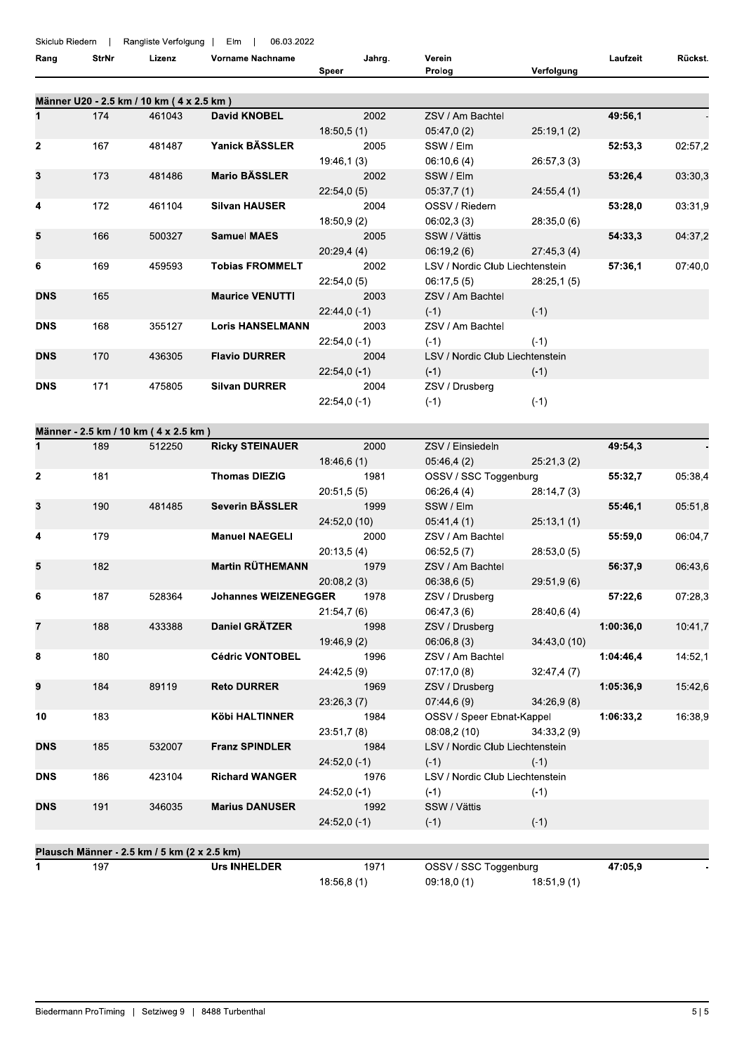Skiclub Riedern | Rangliste Verfolgung | Elm | 06.03.2022

| Rang | StrNr | Lizenz | Vorname Nachname | Jahrg. / Speer | Verein / Prolog | Verfolgung | Laufzeit | Rückst. |
|---|---|---|---|---|---|---|---|---|
| **Männer U20 - 2.5 km / 10 km ( 4 x 2.5 km )** | | | | | | | | |
| 1 | 174 | 461043 | **David KNOBEL** | 2002 | ZSV / Am Bachtel | | **49:56,1** | - |
| | | | | 18:50,5 (1) | 05:47,0 (2) | 25:19,1 (2) | | |
| 2 | 167 | 481487 | **Yanick BÄSSLER** | 2005 | SSW / Elm | | **52:53,3** | 02:57,2 |
| | | | | 19:46,1 (3) | 06:10,6 (4) | 26:57,3 (3) | | |
| 3 | 173 | 481486 | **Mario BÄSSLER** | 2002 | SSW / Elm | | **53:26,4** | 03:30,3 |
| | | | | 22:54,0 (5) | 05:37,7 (1) | 24:55,4 (1) | | |
| 4 | 172 | 461104 | **Silvan HAUSER** | 2004 | OSSV / Riedern | | **53:28,0** | 03:31,9 |
| | | | | 18:50,9 (2) | 06:02,3 (3) | 28:35,0 (6) | | |
| 5 | 166 | 500327 | **Samuel MAES** | 2005 | SSW / Vättis | | **54:33,3** | 04:37,2 |
| | | | | 20:29,4 (4) | 06:19,2 (6) | 27:45,3 (4) | | |
| 6 | 169 | 459593 | **Tobias FROMMELT** | 2002 | LSV / Nordic Club Liechtenstein | | **57:36,1** | 07:40,0 |
| | | | | 22:54,0 (5) | 06:17,5 (5) | 28:25,1 (5) | | |
| DNS | 165 | | **Maurice VENUTTI** | 2003 | ZSV / Am Bachtel | | | |
| | | | | 22:44,0 (-1) | (-1) | (-1) | | |
| DNS | 168 | 355127 | **Loris HANSELMANN** | 2003 | ZSV / Am Bachtel | | | |
| | | | | 22:54,0 (-1) | (-1) | (-1) | | |
| DNS | 170 | 436305 | **Flavio DURRER** | 2004 | LSV / Nordic Club Liechtenstein | | | |
| | | | | 22:54,0 (-1) | (-1) | (-1) | | |
| DNS | 171 | 475805 | **Silvan DURRER** | 2004 | ZSV / Drusberg | | | |
| | | | | 22:54,0 (-1) | (-1) | (-1) | | |
| **Männer - 2.5 km / 10 km ( 4 x 2.5 km )** | | | | | | | | |
| 1 | 189 | 512250 | **Ricky STEINAUER** | 2000 | ZSV / Einsiedeln | | **49:54,3** | - |
| | | | | 18:46,6 (1) | 05:46,4 (2) | 25:21,3 (2) | | |
| 2 | 181 | | **Thomas DIEZIG** | 1981 | OSSV / SSC Toggenburg | | **55:32,7** | 05:38,4 |
| | | | | 20:51,5 (5) | 06:26,4 (4) | 28:14,7 (3) | | |
| 3 | 190 | 481485 | **Severin BÄSSLER** | 1999 | SSW / Elm | | **55:46,1** | 05:51,8 |
| | | | | 24:52,0 (10) | 05:41,4 (1) | 25:13,1 (1) | | |
| 4 | 179 | | **Manuel NAEGELI** | 2000 | ZSV / Am Bachtel | | **55:59,0** | 06:04,7 |
| | | | | 20:13,5 (4) | 06:52,5 (7) | 28:53,0 (5) | | |
| 5 | 182 | | **Martin RÜTHEMANN** | 1979 | ZSV / Am Bachtel | | **56:37,9** | 06:43,6 |
| | | | | 20:08,2 (3) | 06:38,6 (5) | 29:51,9 (6) | | |
| 6 | 187 | 528364 | **Johannes WEIZENEGGER** | 1978 | ZSV / Drusberg | | **57:22,6** | 07:28,3 |
| | | | | 21:54,7 (6) | 06:47,3 (6) | 28:40,6 (4) | | |
| 7 | 188 | 433388 | **Daniel GRÄTZER** | 1998 | ZSV / Drusberg | | **1:00:36,0** | 10:41,7 |
| | | | | 19:46,9 (2) | 06:06,8 (3) | 34:43,0 (10) | | |
| 8 | 180 | | **Cédric VONTOBEL** | 1996 | ZSV / Am Bachtel | | **1:04:46,4** | 14:52,1 |
| | | | | 24:42,5 (9) | 07:17,0 (8) | 32:47,4 (7) | | |
| 9 | 184 | 89119 | **Reto DURRER** | 1969 | ZSV / Drusberg | | **1:05:36,9** | 15:42,6 |
| | | | | 23:26,3 (7) | 07:44,6 (9) | 34:26,9 (8) | | |
| 10 | 183 | | **Köbi HALTINNER** | 1984 | OSSV / Speer Ebnat-Kappel | | **1:06:33,2** | 16:38,9 |
| | | | | 23:51,7 (8) | 08:08,2 (10) | 34:33,2 (9) | | |
| DNS | 185 | 532007 | **Franz SPINDLER** | 1984 | LSV / Nordic Club Liechtenstein | | | |
| | | | | 24:52,0 (-1) | (-1) | (-1) | | |
| DNS | 186 | 423104 | **Richard WANGER** | 1976 | LSV / Nordic Club Liechtenstein | | | |
| | | | | 24:52,0 (-1) | (-1) | (-1) | | |
| DNS | 191 | 346035 | **Marius DANUSER** | 1992 | SSW / Vättis | | | |
| | | | | 24:52,0 (-1) | (-1) | (-1) | | |
| **Plausch Männer - 2.5 km / 5 km (2 x 2.5 km)** | | | | | | | | |
| 1 | 197 | | **Urs INHELDER** | 1971 | OSSV / SSC Toggenburg | | **47:05,9** | - |
| | | | | 18:56,8 (1) | 09:18,0 (1) | 18:51,9 (1) | | |

Biedermann ProTiming | Setziweg 9 | 8488 Turbenthal